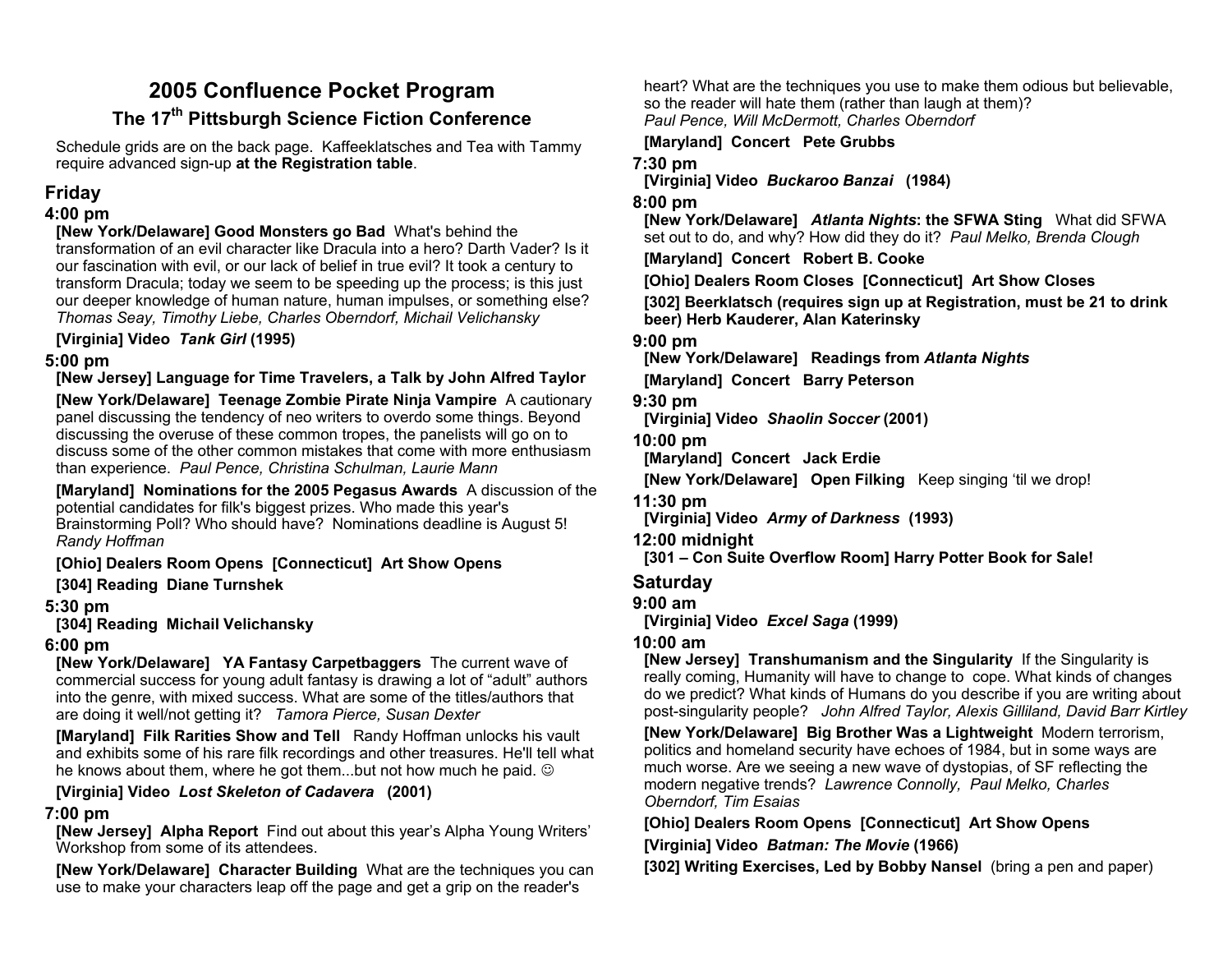# 2005 Confluence Pocket Program

## The 17th Pittsburgh Science Fiction Conference

Schedule grids are on the back page. Kaffeeklatsches and Tea with Tammy require advanced sign-up **at the Registration table**.

## Friday

### 4:00 pm

**[New York/Delaware] Good Monsters go Bad** What's behind the transformation of an evil character like Dracula into a hero? Darth Vader? Is it our fascination with evil, or our lack of belief in true evil? It took a century to transform Dracula; today we seem to be speeding up the process; is this just our deeper knowledge of human nature, human impulses, or something else? *Thomas Seay, Timothy Liebe, Charles Oberndorf, Michail Velichansky*

**[Virginia] Video *Tank Girl* (1995)**

### 5:00 pm

**[New Jersey] Language for Time Travelers, a Talk by John Alfred Taylor**

**[New York/Delaware] Teenage Zombie Pirate Ninja Vampire** A cautionary panel discussing the tendency of neo writers to overdo some things. Beyond discussing the overuse of these common tropes, the panelists will go on to discuss some of the other common mistakes that come with more enthusiasm than experience. *Paul Pence, Christina Schulman, Laurie Mann*

**[Maryland] Nominations for the 2005 Pegasus Awards** A discussion of the potential candidates for filk's biggest prizes. Who made this year's Brainstorming Poll? Who should have? Nominations deadline is August 5! *Randy Hoffman*

**[Ohio] Dealers Room Opens [Connecticut] Art Show Opens**

**[304] Reading Diane Turnshek**

### 5:30 pm

**[304] Reading Michail Velichansky**

### 6:00 pm

**[New York/Delaware] YA Fantasy Carpetbaggers** The current wave of commercial success for young adult fantasy is drawing a lot of "adult" authors into the genre, with mixed success. What are some of the titles/authors that are doing it well/not getting it? *Tamora Pierce, Susan Dexter*

**[Maryland] Filk Rarities Show and Tell** Randy Hoffman unlocks his vault and exhibits some of his rare filk recordings and other treasures. He'll tell what he knows about them, where he got them...but not how much he paid. ☺

**[Virginia] Video *Lost Skeleton of Cadavera* (2001)**

### 7:00 pm

**[New Jersey] Alpha Report** Find out about this year's Alpha Young Writers' Workshop from some of its attendees.

**[New York/Delaware] Character Building** What are the techniques you can use to make your characters leap off the page and get a grip on the reader's heart? What are the techniques you use to make them odious but believable, so the reader will hate them (rather than laugh at them)? *Paul Pence, Will McDermott, Charles Oberndorf*

**[Maryland] Concert Pete Grubbs**

### 7:30 pm

**[Virginia] Video *Buckaroo Banzai* (1984)**

### 8:00 pm

**[New York/Delaware] *Atlanta Nights*: the SFWA Sting** What did SFWA set out to do, and why? How did they do it? *Paul Melko, Brenda Clough*

**[Maryland] Concert Robert B. Cooke**

**[Ohio] Dealers Room Closes [Connecticut] Art Show Closes**

**[302] Beerklatsch (requires sign up at Registration, must be 21 to drink beer) Herb Kauderer, Alan Katerinsky**

### 9:00 pm

**[New York/Delaware] Readings from *Atlanta Nights***

**[Maryland] Concert Barry Peterson**

### 9:30 pm

**[Virginia] Video *Shaolin Soccer* (2001)**

### 10:00 pm

**[Maryland] Concert Jack Erdie**

**[New York/Delaware] Open Filking** Keep singing 'til we drop!

### 11:30 pm

**[Virginia] Video *Army of Darkness* (1993)**

### 12:00 midnight

**[301 – Con Suite Overflow Room] Harry Potter Book for Sale!**

## Saturday

### 9:00 am

**[Virginia] Video *Excel Saga* (1999)**

### 10:00 am

**[New Jersey] Transhumanism and the Singularity** If the Singularity is really coming, Humanity will have to change to cope. What kinds of changes do we predict? What kinds of Humans do you describe if you are writing about post-singularity people? *John Alfred Taylor, Alexis Gilliland, David Barr Kirtley*

**[New York/Delaware] Big Brother Was a Lightweight** Modern terrorism, politics and homeland security have echoes of 1984, but in some ways are much worse. Are we seeing a new wave of dystopias, of SF reflecting the modern negative trends? *Lawrence Connolly, Paul Melko, Charles Oberndorf, Tim Esaias*

**[Ohio] Dealers Room Opens [Connecticut] Art Show Opens**

**[Virginia] Video *Batman: The Movie* (1966)**

**[302] Writing Exercises, Led by Bobby Nansel** (bring a pen and paper)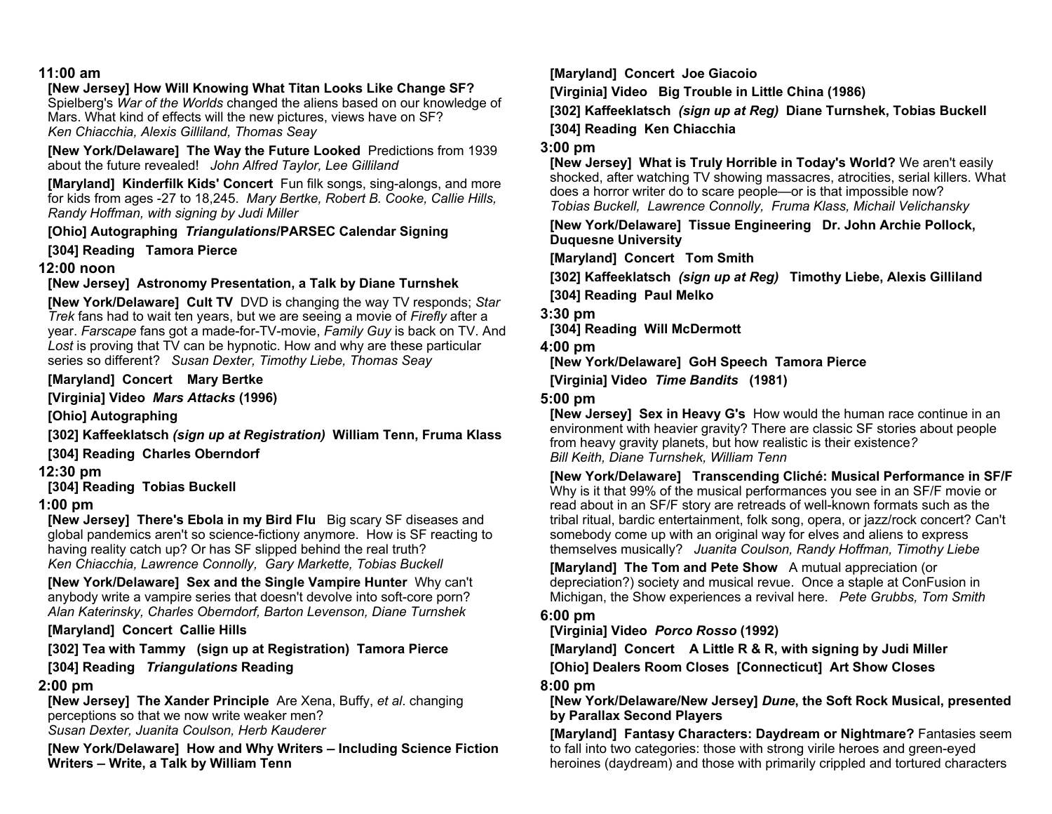## 11:00 am

**[New Jersey] How Will Knowing What Titan Looks Like Change SF?** Spielberg's *War of the Worlds* changed the aliens based on our knowledge of Mars. What kind of effects will the new pictures, views have on SF?
*Ken Chiacchia, Alexis Gilliland, Thomas Seay*

**[New York/Delaware] The Way the Future Looked** Predictions from 1939 about the future revealed! *John Alfred Taylor, Lee Gilliland*

**[Maryland] Kinderfilk Kids' Concert** Fun filk songs, sing-alongs, and more for kids from ages -27 to 18,245. *Mary Bertke, Robert B. Cooke, Callie Hills, Randy Hoffman, with signing by Judi Miller*

**[Ohio] Autographing *Triangulations*/PARSEC Calendar Signing**

**[304] Reading Tamora Pierce**

## 12:00 noon

**[New Jersey] Astronomy Presentation, a Talk by Diane Turnshek**

**[New York/Delaware] Cult TV** DVD is changing the way TV responds; *Star Trek* fans had to wait ten years, but we are seeing a movie of *Firefly* after a year. *Farscape* fans got a made-for-TV-movie, *Family Guy* is back on TV. And *Lost* is proving that TV can be hypnotic. How and why are these particular series so different? *Susan Dexter, Timothy Liebe, Thomas Seay*

**[Maryland] Concert Mary Bertke**

**[Virginia] Video *Mars Attacks* (1996)**

**[Ohio] Autographing**

**[302] Kaffeeklatsch *(sign up at Registration)* William Tenn, Fruma Klass**

**[304] Reading Charles Oberndorf**

## 12:30 pm

**[304] Reading Tobias Buckell**

## 1:00 pm

**[New Jersey] There's Ebola in my Bird Flu** Big scary SF diseases and global pandemics aren't so science-fictiony anymore. How is SF reacting to having reality catch up? Or has SF slipped behind the real truth?
*Ken Chiacchia, Lawrence Connolly, Gary Markette, Tobias Buckell*

**[New York/Delaware] Sex and the Single Vampire Hunter** Why can't anybody write a vampire series that doesn't devolve into soft-core porn?
*Alan Katerinsky, Charles Oberndorf, Barton Levenson, Diane Turnshek*

**[Maryland] Concert Callie Hills**

**[302] Tea with Tammy (sign up at Registration) Tamora Pierce**

**[304] Reading *Triangulations* Reading**

## 2:00 pm

**[New Jersey] The Xander Principle** Are Xena, Buffy, *et al.* changing perceptions so that we now write weaker men?
*Susan Dexter, Juanita Coulson, Herb Kauderer*

**[New York/Delaware] How and Why Writers – Including Science Fiction Writers – Write, a Talk by William Tenn**

**[Maryland] Concert Joe Giacoio**

**[Virginia] Video Big Trouble in Little China (1986)**

**[302] Kaffeeklatsch *(sign up at Reg)* Diane Turnshek, Tobias Buckell**

**[304] Reading Ken Chiacchia**

## 3:00 pm

**[New Jersey] What is Truly Horrible in Today's World?** We aren't easily shocked, after watching TV showing massacres, atrocities, serial killers. What does a horror writer do to scare people—or is that impossible now?
*Tobias Buckell, Lawrence Connolly, Fruma Klass, Michail Velichansky*

**[New York/Delaware] Tissue Engineering Dr. John Archie Pollock, Duquesne University**

**[Maryland] Concert Tom Smith**

**[302] Kaffeeklatsch *(sign up at Reg)* Timothy Liebe, Alexis Gilliland**

**[304] Reading Paul Melko**

## 3:30 pm

**[304] Reading Will McDermott**

## 4:00 pm

**[New York/Delaware] GoH Speech Tamora Pierce**

**[Virginia] Video *Time Bandits* (1981)**

## 5:00 pm

**[New Jersey] Sex in Heavy G's** How would the human race continue in an environment with heavier gravity? There are classic SF stories about people from heavy gravity planets, but how realistic is their existence?
*Bill Keith, Diane Turnshek, William Tenn*

**[New York/Delaware] Transcending Cliché: Musical Performance in SF/F** Why is it that 99% of the musical performances you see in an SF/F movie or read about in an SF/F story are retreads of well-known formats such as the tribal ritual, bardic entertainment, folk song, opera, or jazz/rock concert? Can't somebody come up with an original way for elves and aliens to express themselves musically? *Juanita Coulson, Randy Hoffman, Timothy Liebe*

**[Maryland] The Tom and Pete Show** A mutual appreciation (or depreciation?) society and musical revue. Once a staple at ConFusion in Michigan, the Show experiences a revival here. *Pete Grubbs, Tom Smith*

## 6:00 pm

**[Virginia] Video *Porco Rosso* (1992)**

**[Maryland] Concert A Little R & R, with signing by Judi Miller**

**[Ohio] Dealers Room Closes [Connecticut] Art Show Closes**

## 8:00 pm

**[New York/Delaware/New Jersey] *Dune*, the Soft Rock Musical, presented by Parallax Second Players**

**[Maryland] Fantasy Characters: Daydream or Nightmare?** Fantasies seem to fall into two categories: those with strong virile heroes and green-eyed heroines (daydream) and those with primarily crippled and tortured characters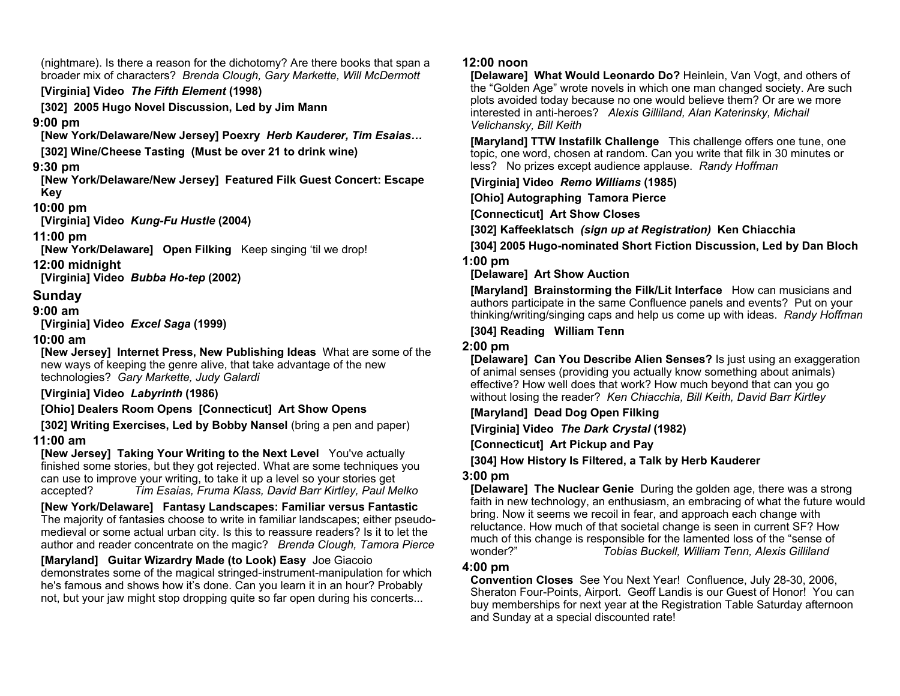(nightmare). Is there a reason for the dichotomy? Are there books that span a broader mix of characters? *Brenda Clough, Gary Markette, Will McDermott*

**[Virginia] Video *The Fifth Element* (1998)**

**[302] 2005 Hugo Novel Discussion, Led by Jim Mann**

### 9:00 pm

**[New York/Delaware/New Jersey] Poexry *Herb Kauderer, Tim Esaias…***

**[302] Wine/Cheese Tasting (Must be over 21 to drink wine)**

### 9:30 pm

**[New York/Delaware/New Jersey] Featured Filk Guest Concert: Escape Key**

### 10:00 pm

**[Virginia] Video *Kung-Fu Hustle* (2004)**

### 11:00 pm

**[New York/Delaware] Open Filking** Keep singing 'til we drop!

### 12:00 midnight

**[Virginia] Video *Bubba Ho-tep* (2002)**

## Sunday

### 9:00 am

**[Virginia] Video *Excel Saga* (1999)**

### 10:00 am

**[New Jersey] Internet Press, New Publishing Ideas** What are some of the new ways of keeping the genre alive, that take advantage of the new technologies? *Gary Markette, Judy Galardi*

**[Virginia] Video *Labyrinth* (1986)**

**[Ohio] Dealers Room Opens [Connecticut] Art Show Opens**

**[302] Writing Exercises, Led by Bobby Nansel** (bring a pen and paper)

### 11:00 am

**[New Jersey] Taking Your Writing to the Next Level** You've actually finished some stories, but they got rejected. What are some techniques you can use to improve your writing, to take it up a level so your stories get accepted? *Tim Esaias, Fruma Klass, David Barr Kirtley, Paul Melko*

**[New York/Delaware] Fantasy Landscapes: Familiar versus Fantastic** The majority of fantasies choose to write in familiar landscapes; either pseudo-medieval or some actual urban city. Is this to reassure readers? Is it to let the author and reader concentrate on the magic? *Brenda Clough, Tamora Pierce*

**[Maryland] Guitar Wizardry Made (to Look) Easy** Joe Giacoio demonstrates some of the magical stringed-instrument-manipulation for which he's famous and shows how it's done. Can you learn it in an hour? Probably not, but your jaw might stop dropping quite so far open during his concerts...

### 12:00 noon

**[Delaware] What Would Leonardo Do?** Heinlein, Van Vogt, and others of the "Golden Age" wrote novels in which one man changed society. Are such plots avoided today because no one would believe them? Or are we more interested in anti-heroes? *Alexis Gilliland, Alan Katerinsky, Michail Velichansky, Bill Keith*

**[Maryland] TTW Instafilk Challenge** This challenge offers one tune, one topic, one word, chosen at random. Can you write that filk in 30 minutes or less? No prizes except audience applause. *Randy Hoffman*

**[Virginia] Video *Remo Williams* (1985)**

**[Ohio] Autographing Tamora Pierce**

**[Connecticut] Art Show Closes**

**[302] Kaffeeklatsch *(sign up at Registration)* Ken Chiacchia**

**[304] 2005 Hugo-nominated Short Fiction Discussion, Led by Dan Bloch**

### 1:00 pm

**[Delaware] Art Show Auction**

**[Maryland] Brainstorming the Filk/Lit Interface** How can musicians and authors participate in the same Confluence panels and events? Put on your thinking/writing/singing caps and help us come up with ideas. *Randy Hoffman*

**[304] Reading William Tenn**

### 2:00 pm

**[Delaware] Can You Describe Alien Senses?** Is just using an exaggeration of animal senses (providing you actually know something about animals) effective? How well does that work? How much beyond that can you go without losing the reader? *Ken Chiacchia, Bill Keith, David Barr Kirtley*

**[Maryland] Dead Dog Open Filking**

**[Virginia] Video *The Dark Crystal* (1982)**

**[Connecticut] Art Pickup and Pay**

**[304] How History Is Filtered, a Talk by Herb Kauderer**

### 3:00 pm

**[Delaware] The Nuclear Genie** During the golden age, there was a strong faith in new technology, an enthusiasm, an embracing of what the future would bring. Now it seems we recoil in fear, and approach each change with reluctance. How much of that societal change is seen in current SF? How much of this change is responsible for the lamented loss of the "sense of wonder?" *Tobias Buckell, William Tenn, Alexis Gilliland*

### 4:00 pm

**Convention Closes** See You Next Year! Confluence, July 28-30, 2006, Sheraton Four-Points, Airport. Geoff Landis is our Guest of Honor! You can buy memberships for next year at the Registration Table Saturday afternoon and Sunday at a special discounted rate!